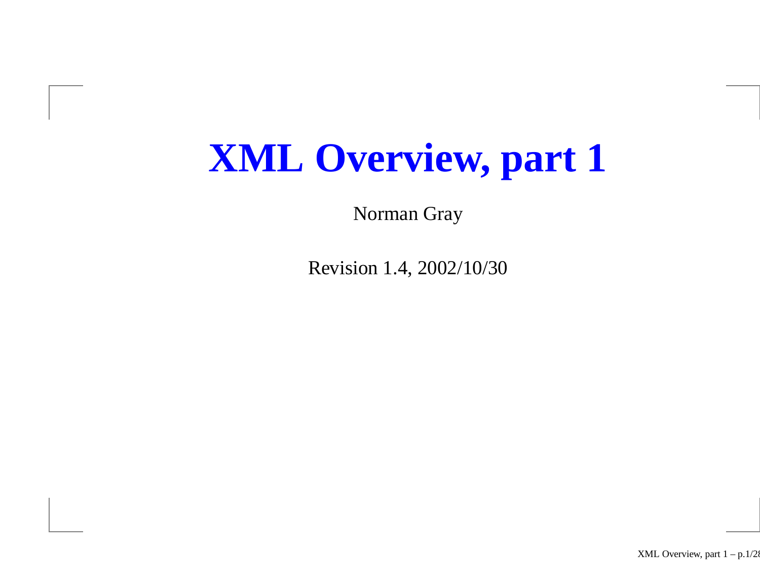# XML Overview, part 1

Norman Gray

Revision 1.4, 2002/10/30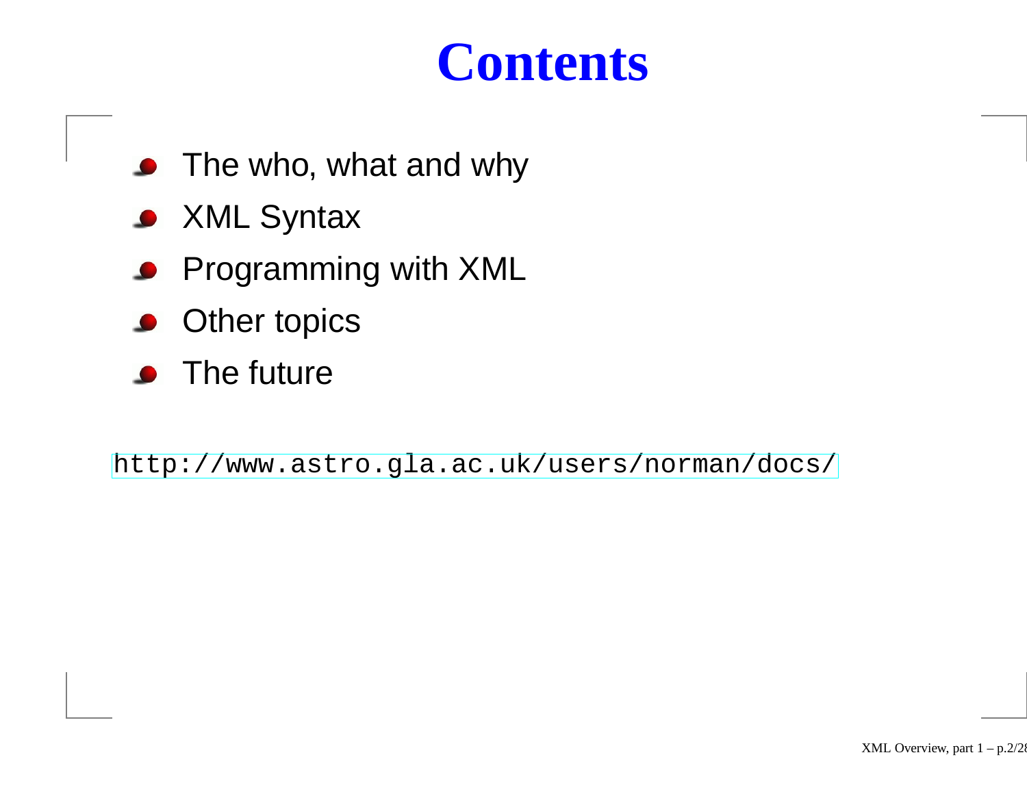# Contents

- The who, what and why
- XML Syntax
- Programming with XML
- Other topics
- The future

http://www.astro.gla.ac.uk/users/norman/docs/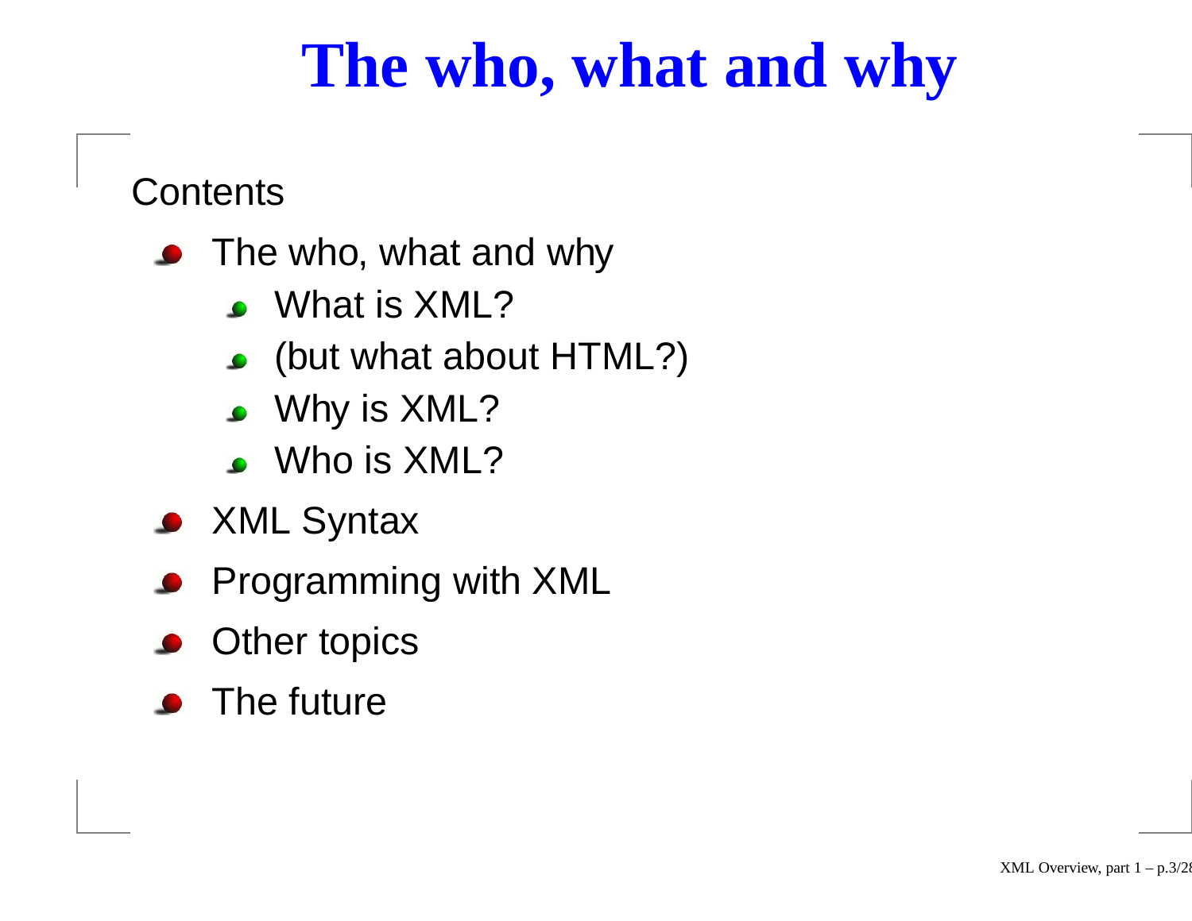# The who, what and why

Contents

- The who, what and why
  - What is XML?
  - (but what about HTML?)
  - Why is XML?
  - Who is XML?
- XML Syntax
- Programming with XML
- Other topics
- The future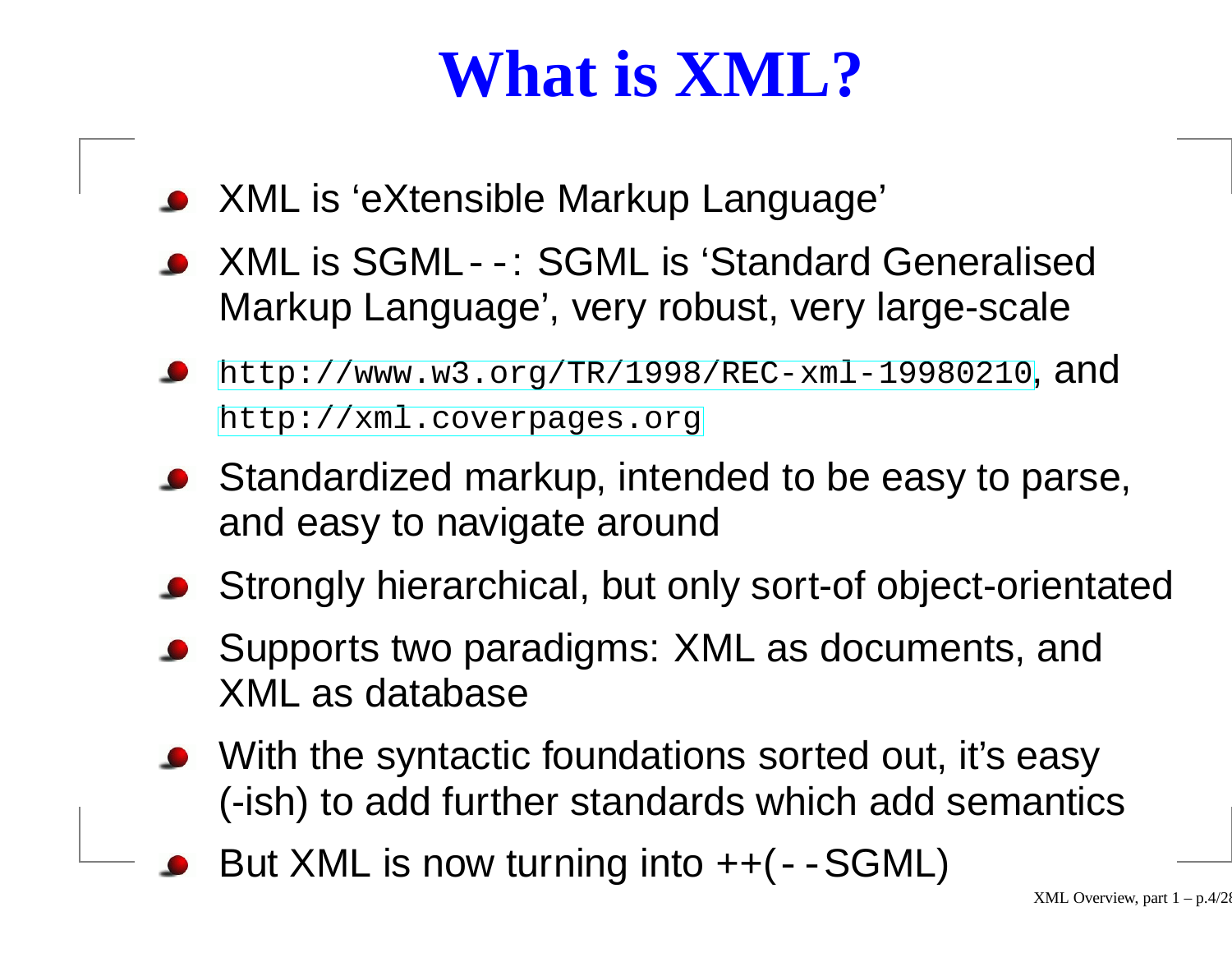# What is XML?

- XML is 'eXtensible Markup Language'
- XML is SGML`--`: SGML is 'Standard Generalised Markup Language', very robust, very large-scale
- `http://www.w3.org/TR/1998/REC-xml-19980210`, and `http://xml.coverpages.org`
- Standardized markup, intended to be easy to parse, and easy to navigate around
- Strongly hierarchical, but only sort-of object-orientated
- Supports two paradigms: XML as documents, and XML as database
- With the syntactic foundations sorted out, it's easy (-ish) to add further standards which add semantics
- But XML is now turning into ++(`--`SGML)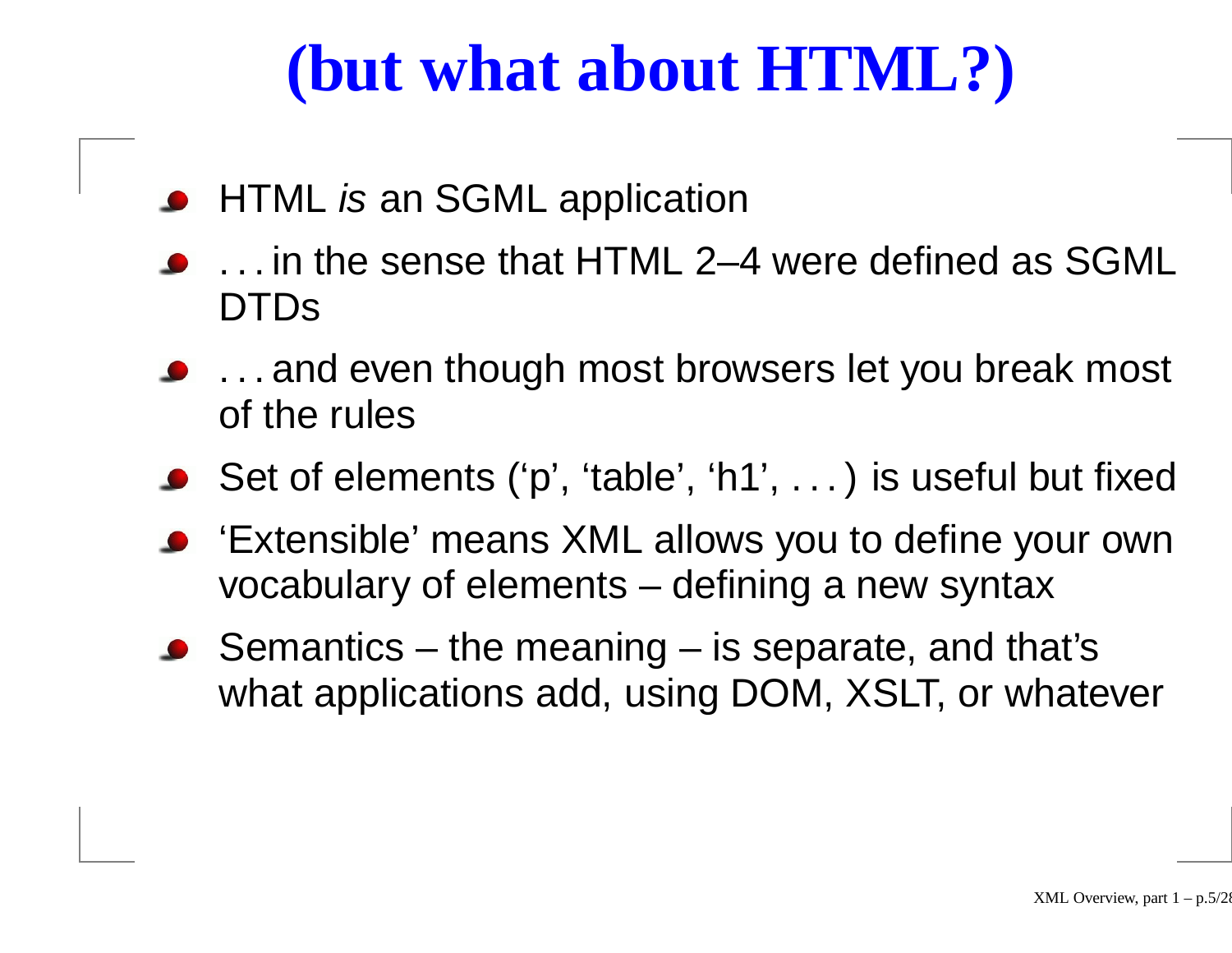# (but what about HTML?)

- HTML *is* an SGML application
- . . . in the sense that HTML 2–4 were defined as SGML DTDs
- . . . and even though most browsers let you break most of the rules
- Set of elements (‘p’, ‘table’, ‘h1’, . . . ) is useful but fixed
- ‘Extensible’ means XML allows you to define your own vocabulary of elements – defining a new syntax
- Semantics – the meaning – is separate, and that’s what applications add, using DOM, XSLT, or whatever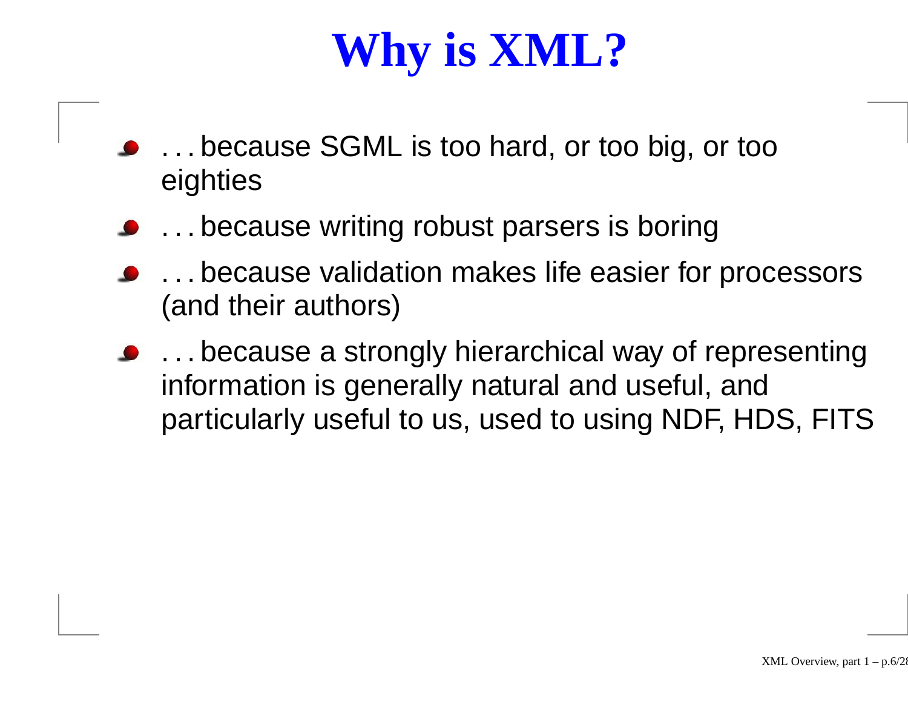# Why is XML?

- ...because SGML is too hard, or too big, or too eighties
- ...because writing robust parsers is boring
- ...because validation makes life easier for processors (and their authors)
- ...because a strongly hierarchical way of representing information is generally natural and useful, and particularly useful to us, used to using NDF, HDS, FITS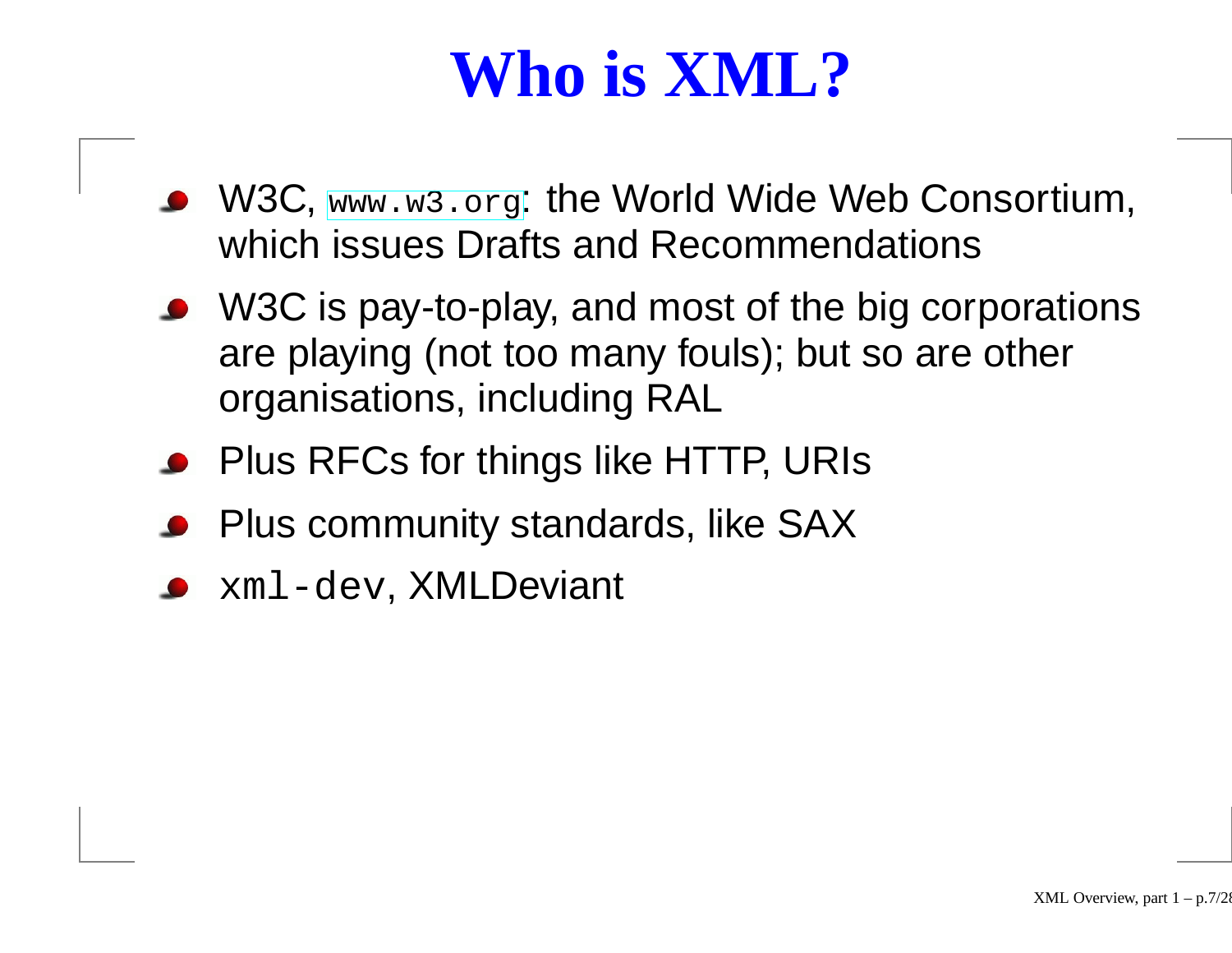# Who is XML?

- W3C, `www.w3.org`: the World Wide Web Consortium, which issues Drafts and Recommendations
- W3C is pay-to-play, and most of the big corporations are playing (not too many fouls); but so are other organisations, including RAL
- Plus RFCs for things like HTTP, URIs
- Plus community standards, like SAX
- `xml-dev`, XMLDeviant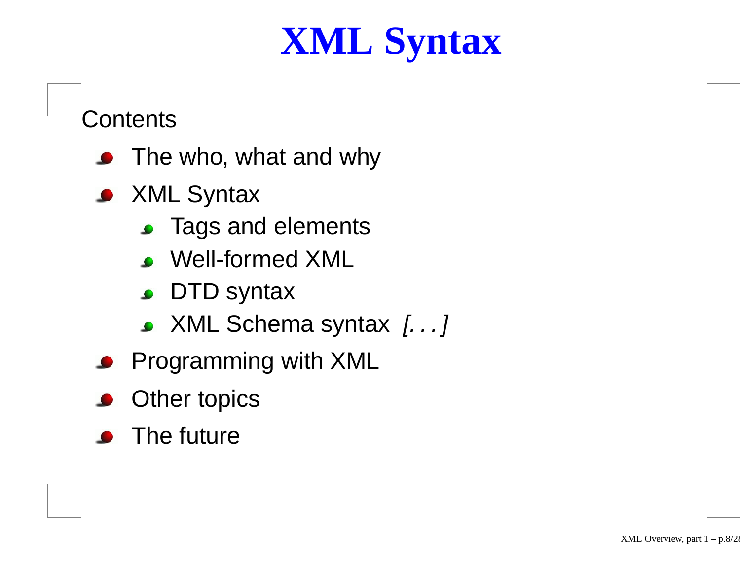# XML Syntax

Contents

- The who, what and why
- XML Syntax
  - Tags and elements
  - Well-formed XML
  - DTD syntax
  - XML Schema syntax *[. . . ]*
- Programming with XML
- Other topics
- The future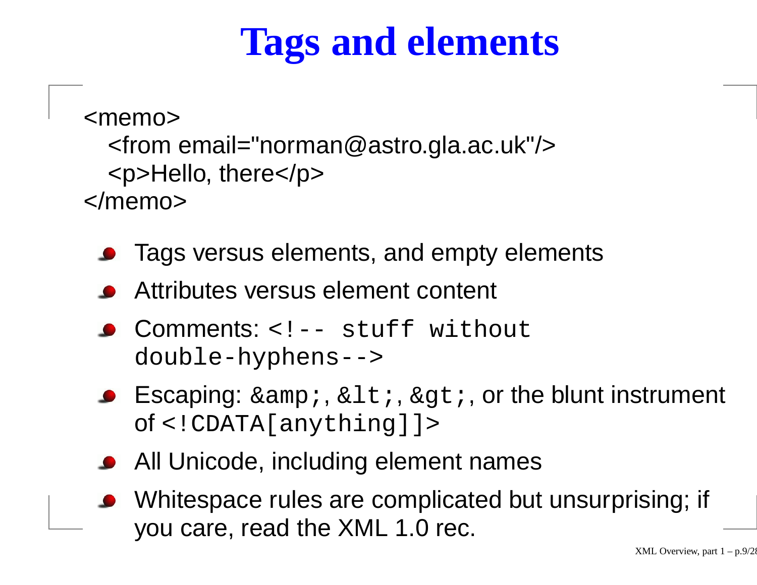# Tags and elements

```
<memo>
  <from email="norman@astro.gla.ac.uk"/>
  <p>Hello, there</p>
</memo>
```

- Tags versus elements, and empty elements
- Attributes versus element content
- Comments: `<!-- stuff without double-hyphens-->`
- Escaping: `&amp;`, `&lt;`, `&gt;`, or the blunt instrument of `<!CDATA[anything]]>`
- All Unicode, including element names
- Whitespace rules are complicated but unsurprising; if you care, read the XML 1.0 rec.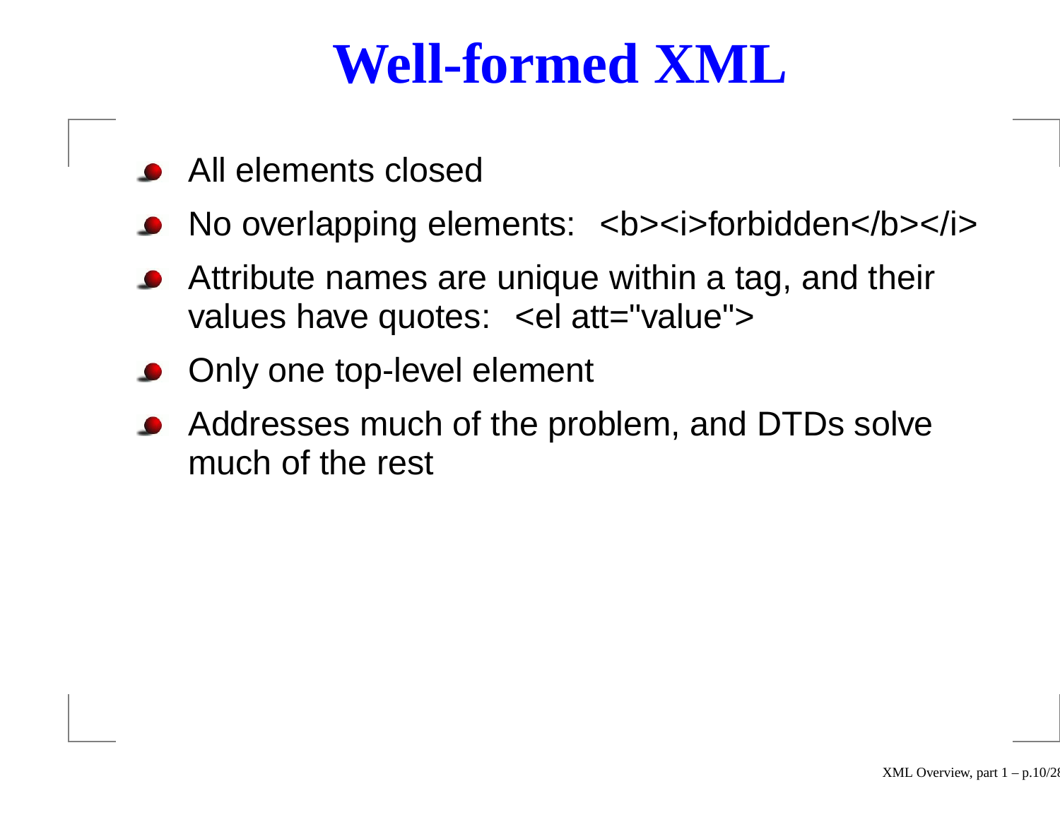# Well-formed XML

- All elements closed
- No overlapping elements: <b><i>forbidden</b></i>
- Attribute names are unique within a tag, and their values have quotes: <el att="value">
- Only one top-level element
- Addresses much of the problem, and DTDs solve much of the rest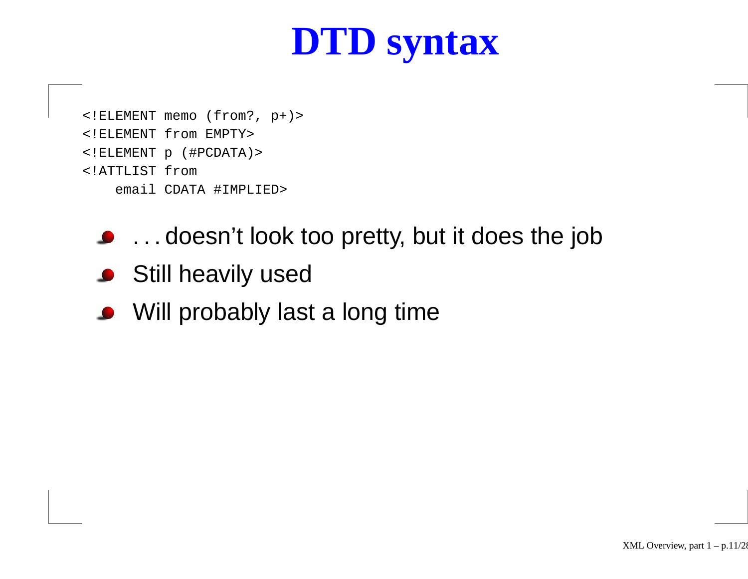# DTD syntax

```
<!ELEMENT memo (from?, p+)>
<!ELEMENT from EMPTY>
<!ELEMENT p (#PCDATA)>
<!ATTLIST from
    email CDATA #IMPLIED>
```

- . . . doesn't look too pretty, but it does the job
- Still heavily used
- Will probably last a long time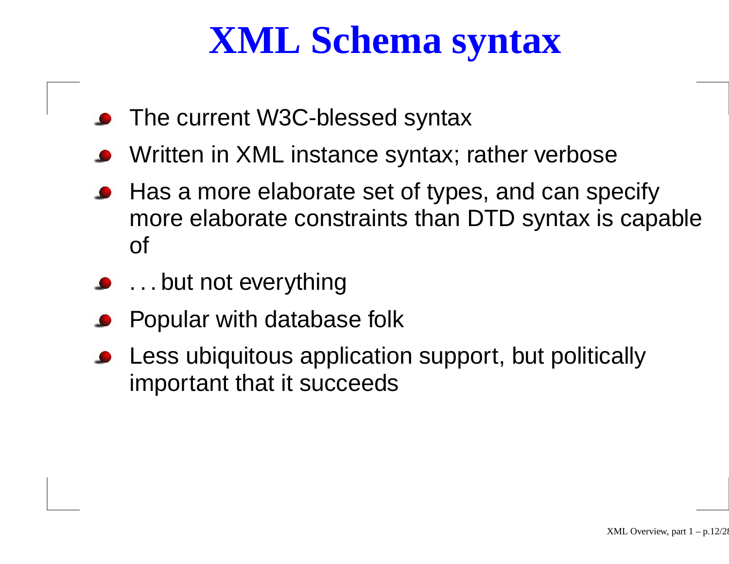# XML Schema syntax

- The current W3C-blessed syntax
- Written in XML instance syntax; rather verbose
- Has a more elaborate set of types, and can specify more elaborate constraints than DTD syntax is capable of
- . . . but not everything
- Popular with database folk
- Less ubiquitous application support, but politically important that it succeeds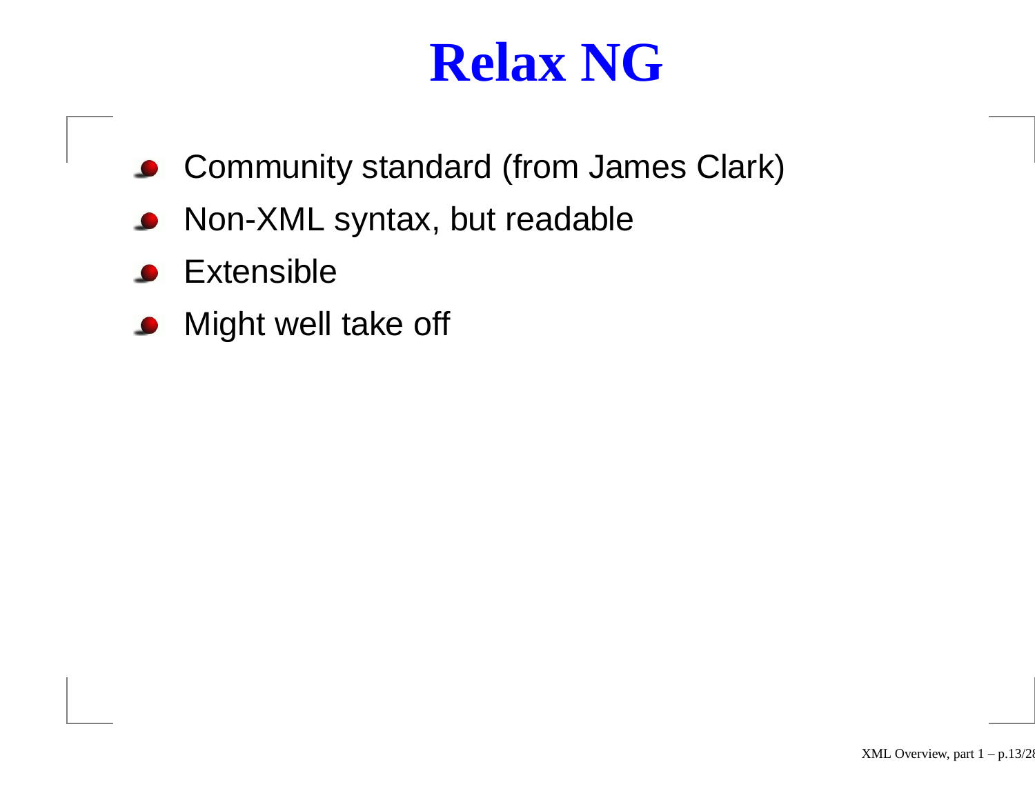# Relax NG

- Community standard (from James Clark)
- Non-XML syntax, but readable
- Extensible
- Might well take off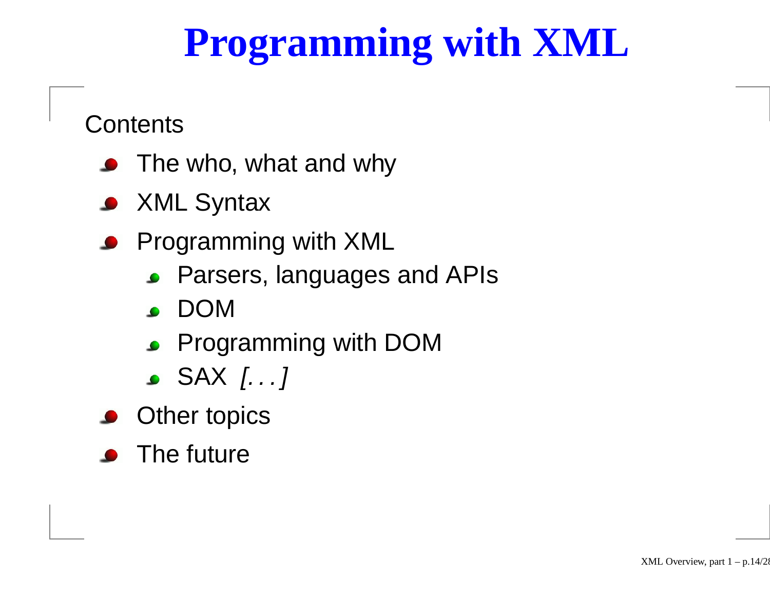# Programming with XML

Contents

- The who, what and why
- XML Syntax
- Programming with XML
  - Parsers, languages and APIs
  - DOM
  - Programming with DOM
  - SAX *[. . . ]*
- Other topics
- The future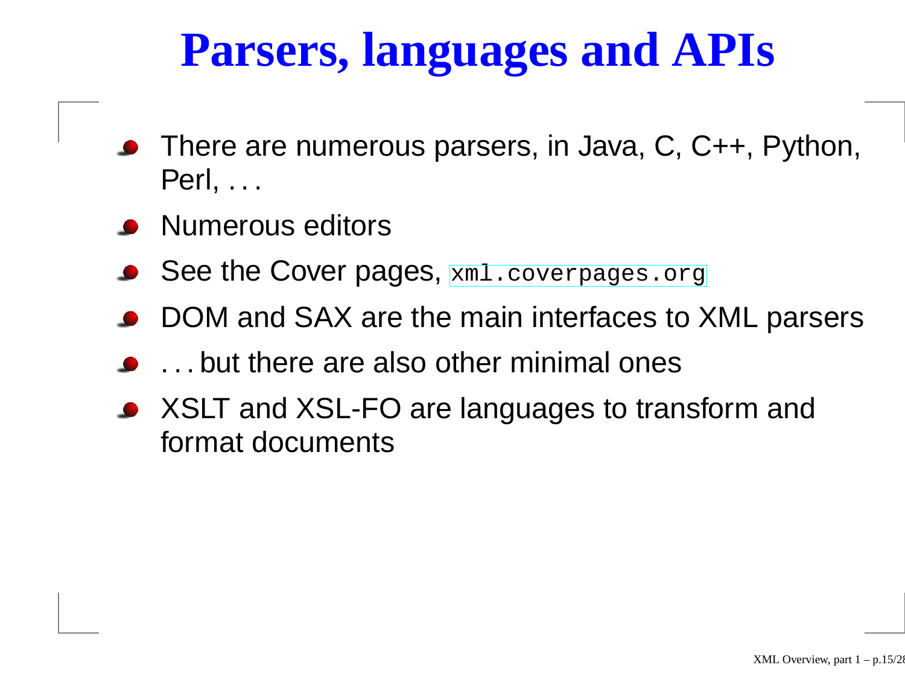# Parsers, languages and APIs

- There are numerous parsers, in Java, C, C++, Python, Perl, . . .
- Numerous editors
- See the Cover pages, `xml.coverpages.org`
- DOM and SAX are the main interfaces to XML parsers
- . . . but there are also other minimal ones
- XSLT and XSL-FO are languages to transform and format documents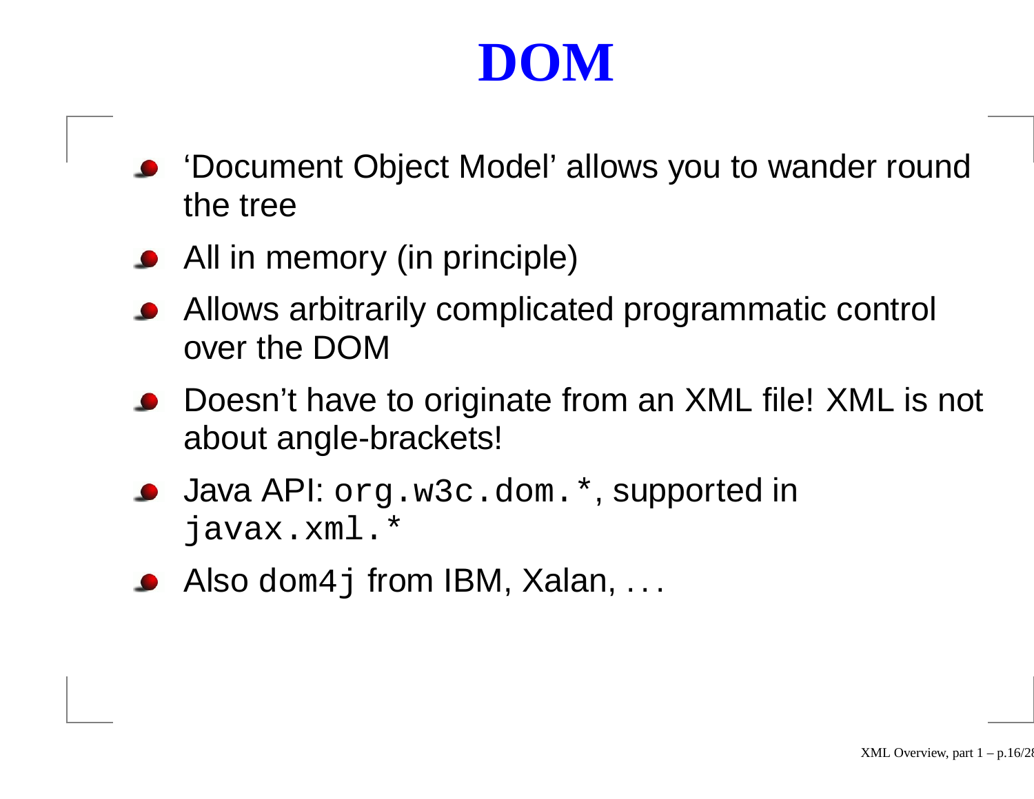# DOM

- ‘Document Object Model’ allows you to wander round the tree
- All in memory (in principle)
- Allows arbitrarily complicated programmatic control over the DOM
- Doesn’t have to originate from an XML file! XML is not about angle-brackets!
- Java API: `org.w3c.dom.*`, supported in `javax.xml.*`
- Also `dom4j` from IBM, Xalan, . . .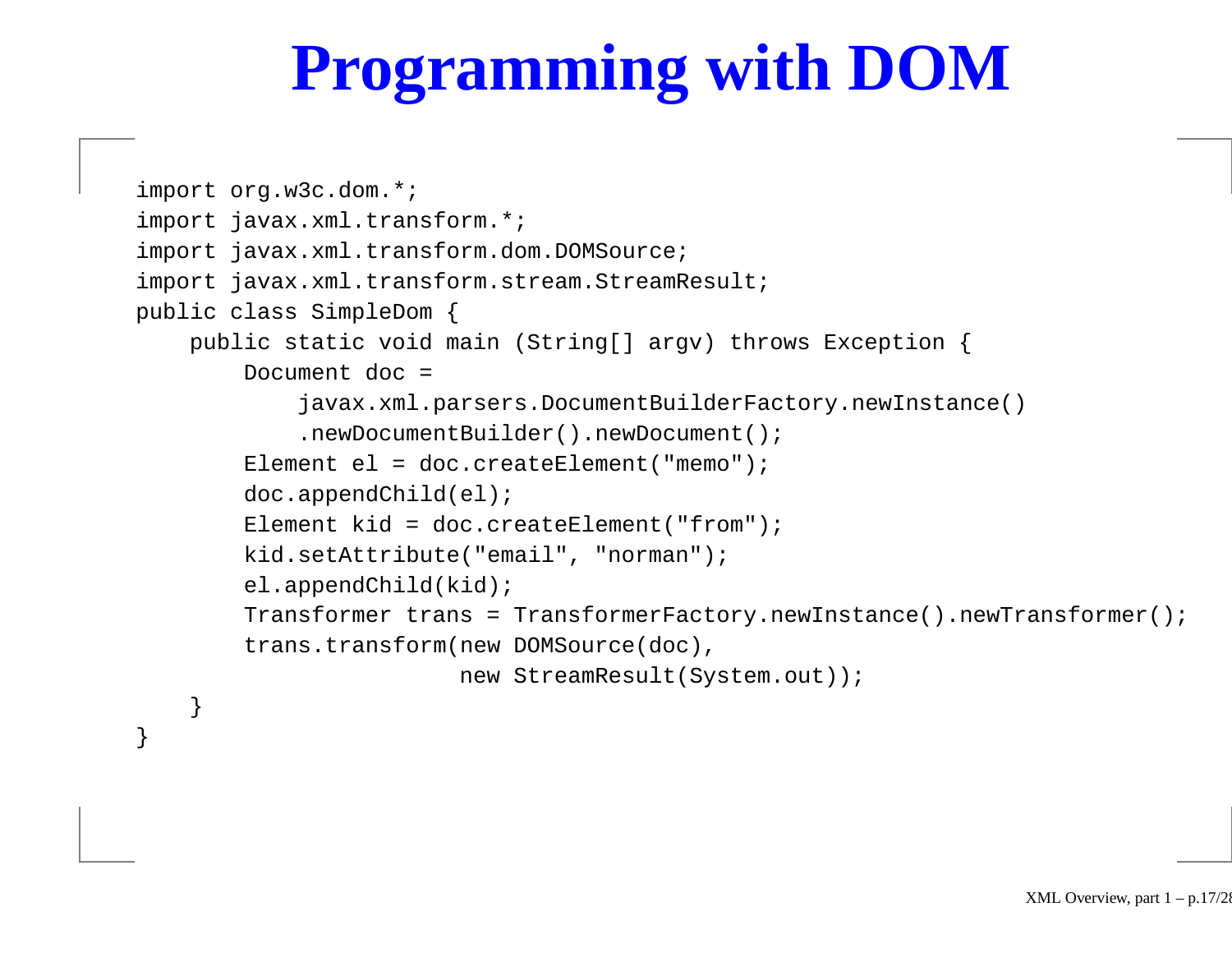# Programming with DOM

```
import org.w3c.dom.*;
import javax.xml.transform.*;
import javax.xml.transform.dom.DOMSource;
import javax.xml.transform.stream.StreamResult;
public class SimpleDom {
    public static void main (String[] argv) throws Exception {
        Document doc =
            javax.xml.parsers.DocumentBuilderFactory.newInstance()
            .newDocumentBuilder().newDocument();
        Element el = doc.createElement("memo");
        doc.appendChild(el);
        Element kid = doc.createElement("from");
        kid.setAttribute("email", "norman");
        el.appendChild(kid);
        Transformer trans = TransformerFactory.newInstance().newTransformer();
        trans.transform(new DOMSource(doc),
                        new StreamResult(System.out));
    }
}
```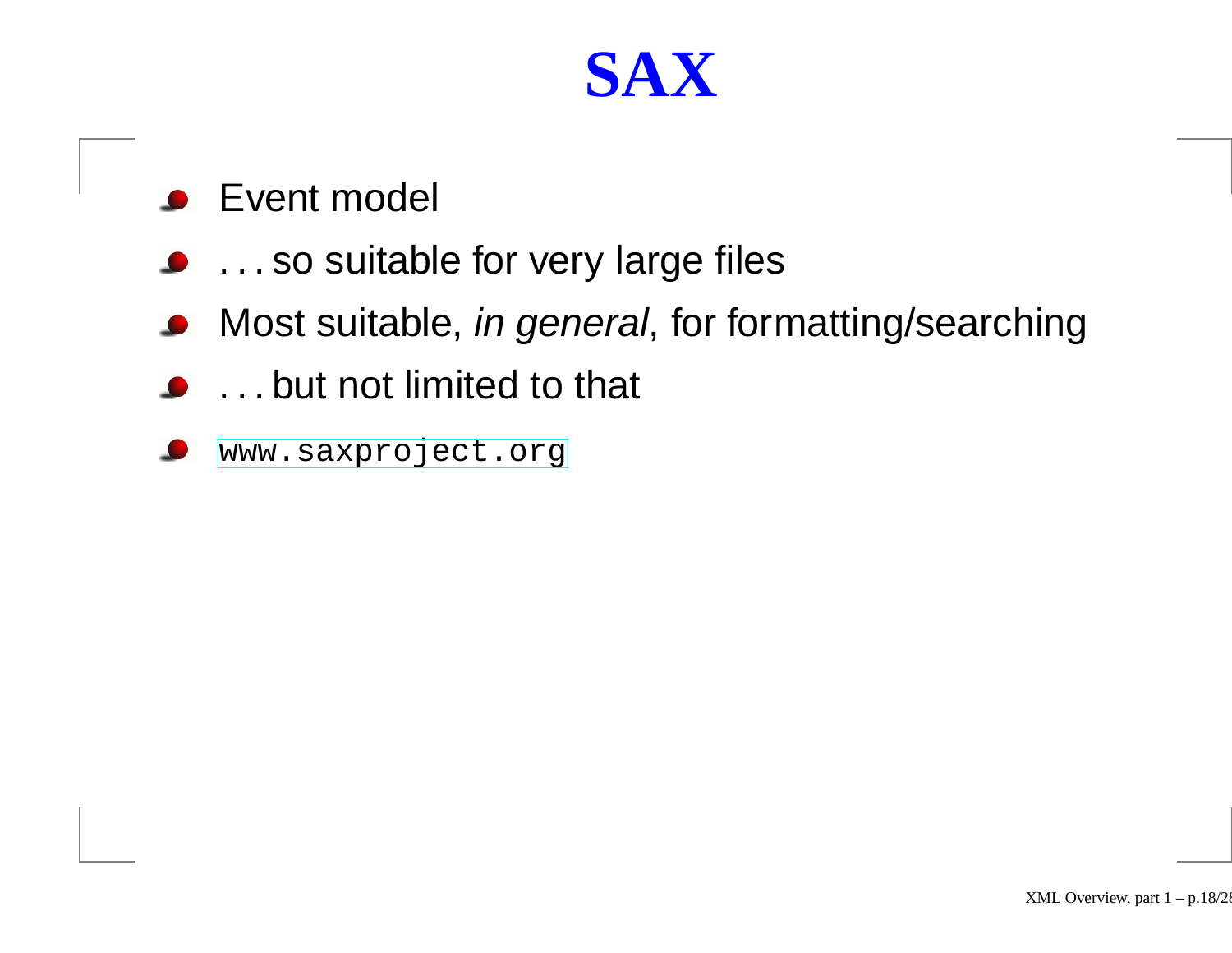# SAX

- Event model
- . . . so suitable for very large files
- Most suitable, *in general*, for formatting/searching
- . . . but not limited to that
- `www.saxproject.org`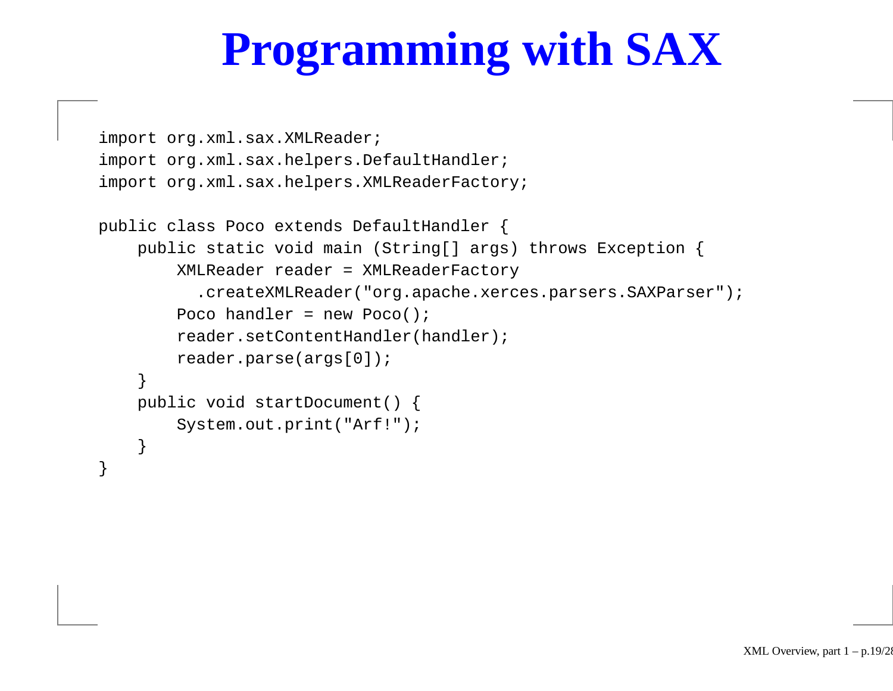# Programming with SAX

```
import org.xml.sax.XMLReader;
import org.xml.sax.helpers.DefaultHandler;
import org.xml.sax.helpers.XMLReaderFactory;

public class Poco extends DefaultHandler {
    public static void main (String[] args) throws Exception {
        XMLReader reader = XMLReaderFactory
          .createXMLReader("org.apache.xerces.parsers.SAXParser");
        Poco handler = new Poco();
        reader.setContentHandler(handler);
        reader.parse(args[0]);
    }
    public void startDocument() {
        System.out.print("Arf!");
    }
}
```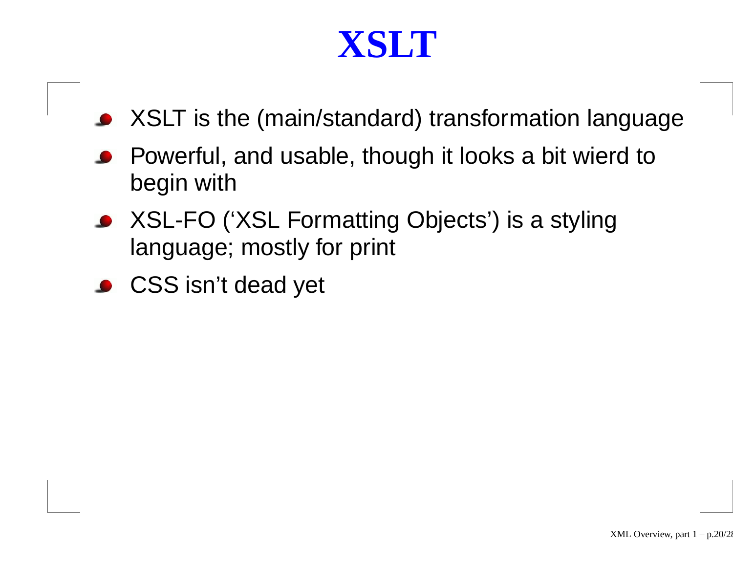# XSLT

- XSLT is the (main/standard) transformation language
- Powerful, and usable, though it looks a bit wierd to begin with
- XSL-FO (‘XSL Formatting Objects’) is a styling language; mostly for print
- CSS isn’t dead yet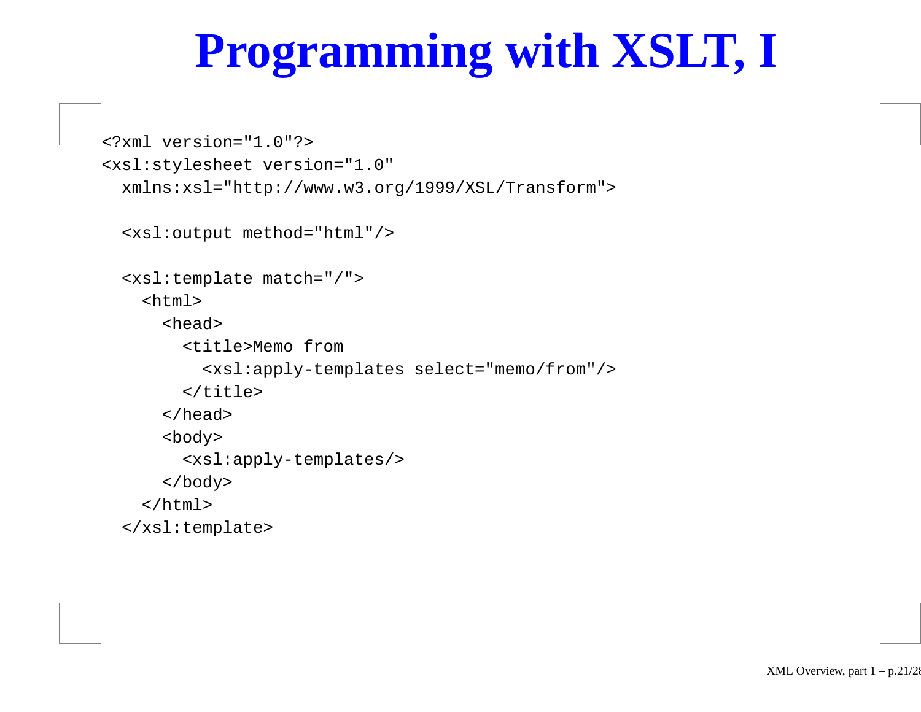# Programming with XSLT, I

```
<?xml version="1.0"?>
<xsl:stylesheet version="1.0"
  xmlns:xsl="http://www.w3.org/1999/XSL/Transform">

  <xsl:output method="html"/>

  <xsl:template match="/">
    <html>
      <head>
        <title>Memo from
          <xsl:apply-templates select="memo/from"/>
        </title>
      </head>
      <body>
        <xsl:apply-templates/>
      </body>
    </html>
  </xsl:template>
```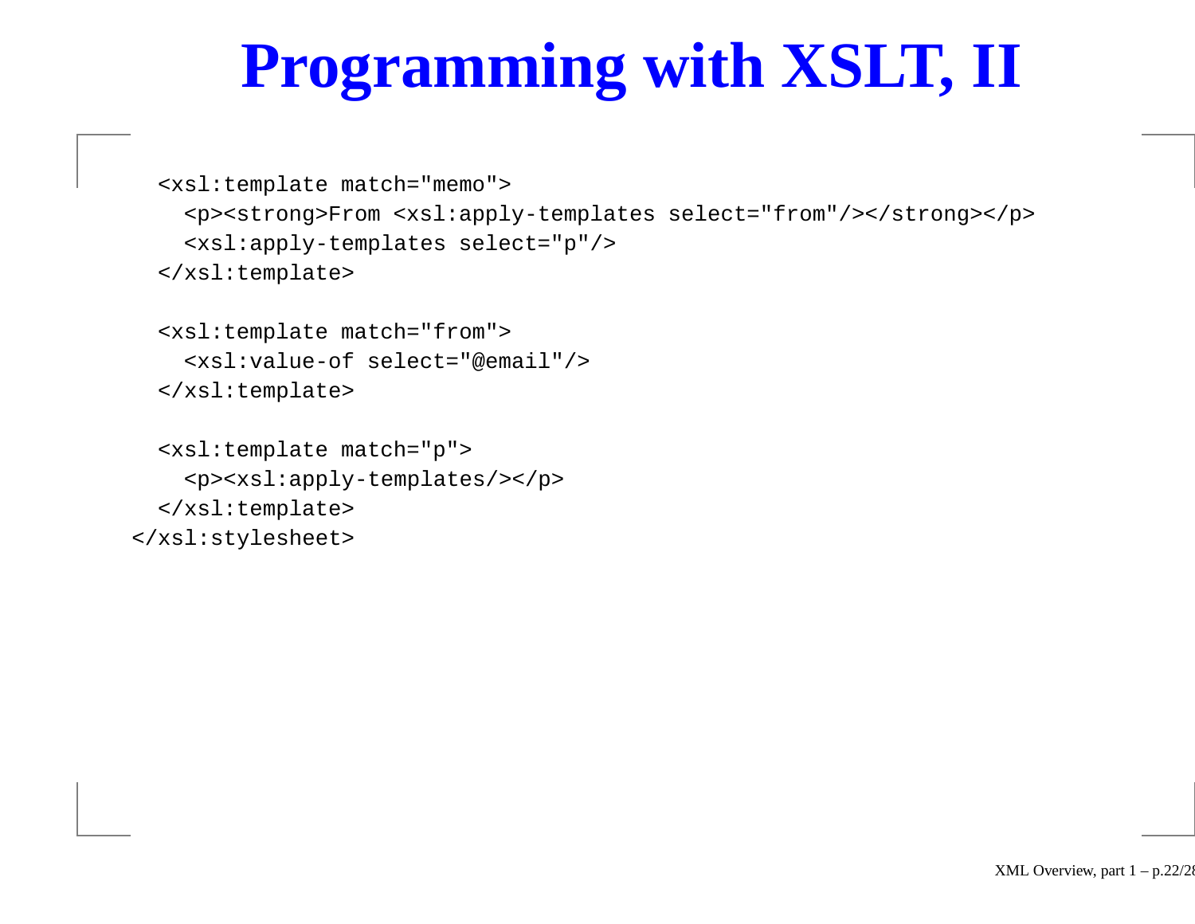# Programming with XSLT, II

```
  <xsl:template match="memo">
    <p><strong>From <xsl:apply-templates select="from"/></strong></p>
    <xsl:apply-templates select="p"/>
  </xsl:template>

  <xsl:template match="from">
    <xsl:value-of select="@email"/>
  </xsl:template>

  <xsl:template match="p">
    <p><xsl:apply-templates/></p>
  </xsl:template>
</xsl:stylesheet>
```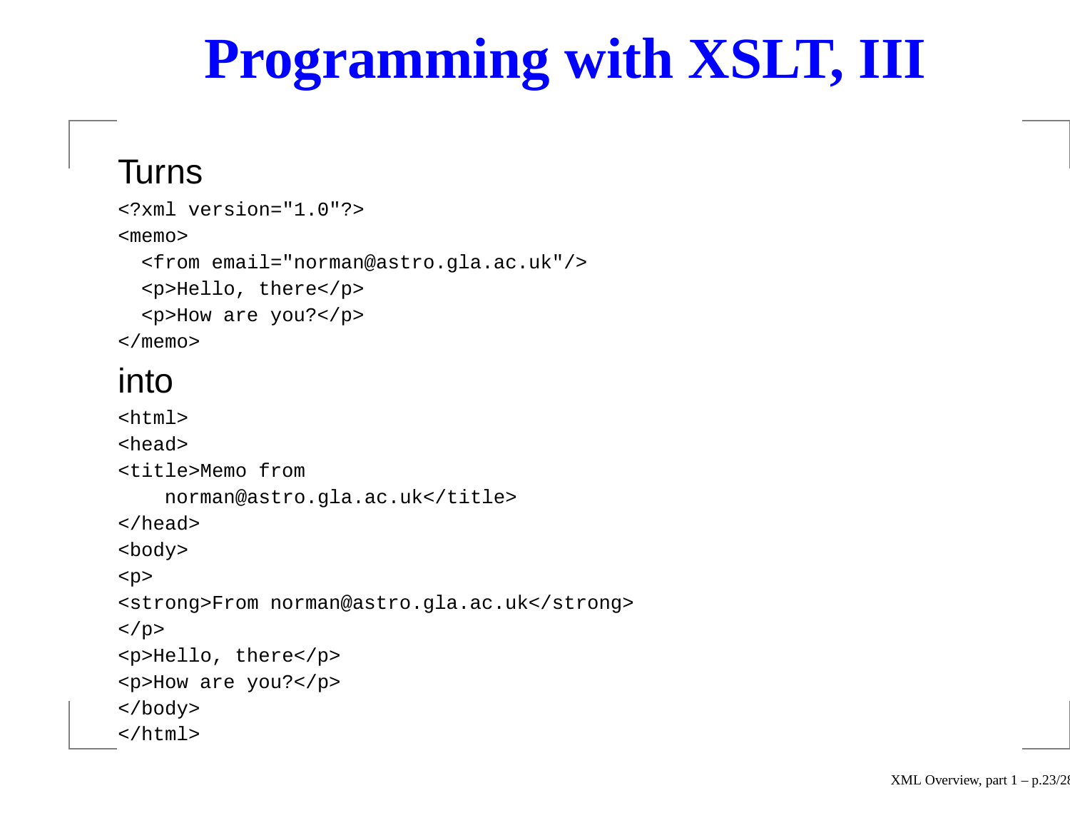# Programming with XSLT, III

Turns

```
<?xml version="1.0"?>
<memo>
  <from email="norman@astro.gla.ac.uk"/>
  <p>Hello, there</p>
  <p>How are you?</p>
</memo>
```

into

```
<html>
<head>
<title>Memo from
    norman@astro.gla.ac.uk</title>
</head>
<body>
<p>
<strong>From norman@astro.gla.ac.uk</strong>
</p>
<p>Hello, there</p>
<p>How are you?</p>
</body>
</html>
```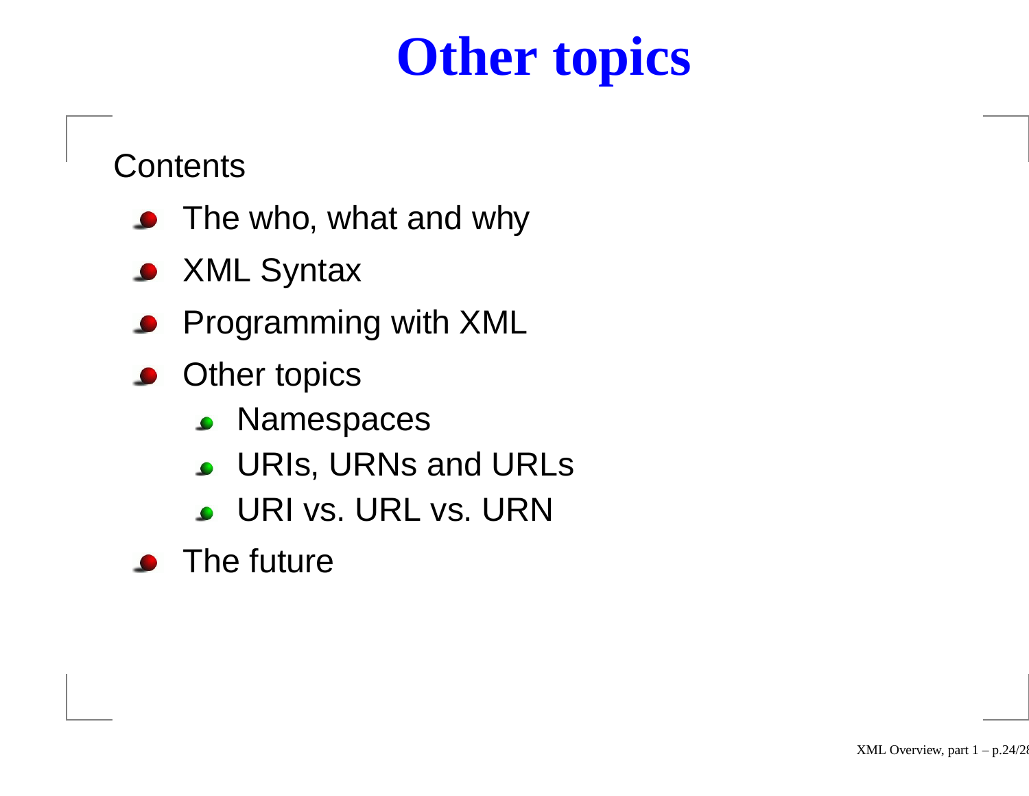# Other topics

Contents

- The who, what and why
- XML Syntax
- Programming with XML
- Other topics
  - Namespaces
  - URIs, URNs and URLs
  - URI vs. URL vs. URN
- The future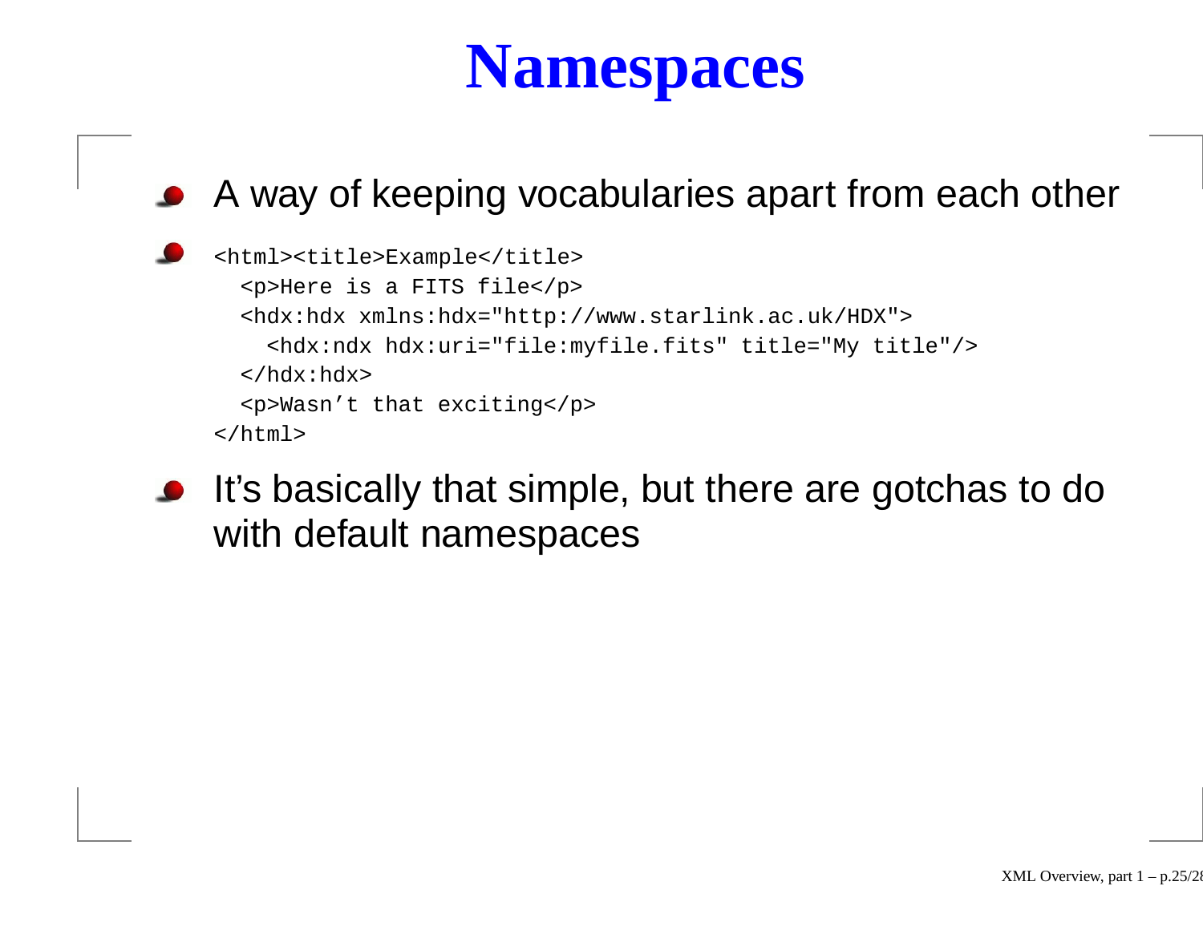# Namespaces

- A way of keeping vocabularies apart from each other

- ```
  <html><title>Example</title>
    <p>Here is a FITS file</p>
    <hdx:hdx xmlns:hdx="http://www.starlink.ac.uk/HDX">
      <hdx:ndx hdx:uri="file:myfile.fits" title="My title"/>
    </hdx:hdx>
    <p>Wasn't that exciting</p>
  </html>
  ```

- It's basically that simple, but there are gotchas to do with default namespaces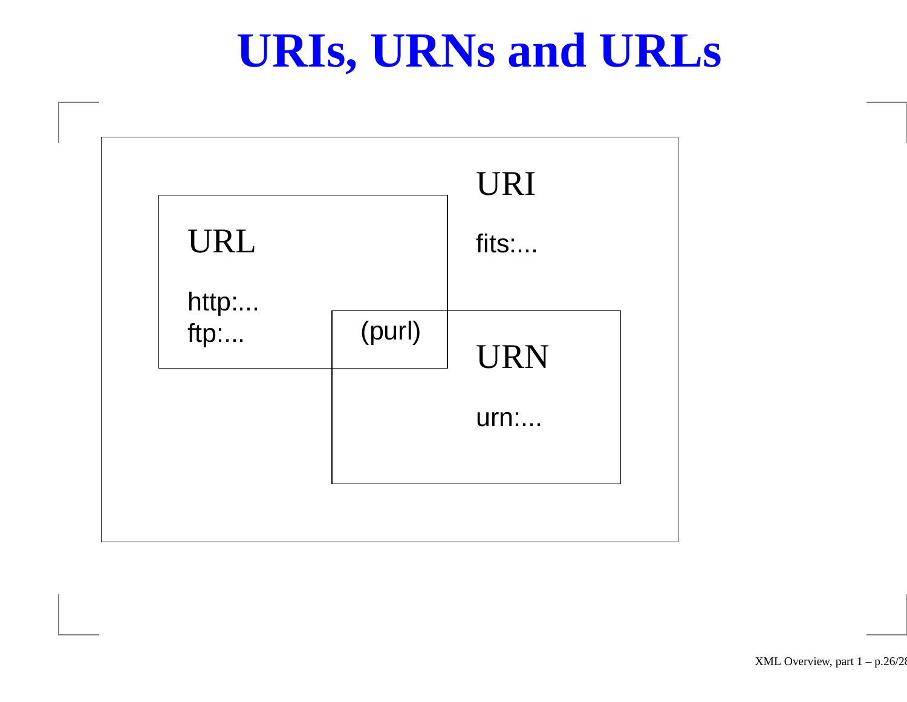# URIs, URNs and URLs

URI

fits:...

URL

http:...
ftp:...

(purl)

URN

urn:...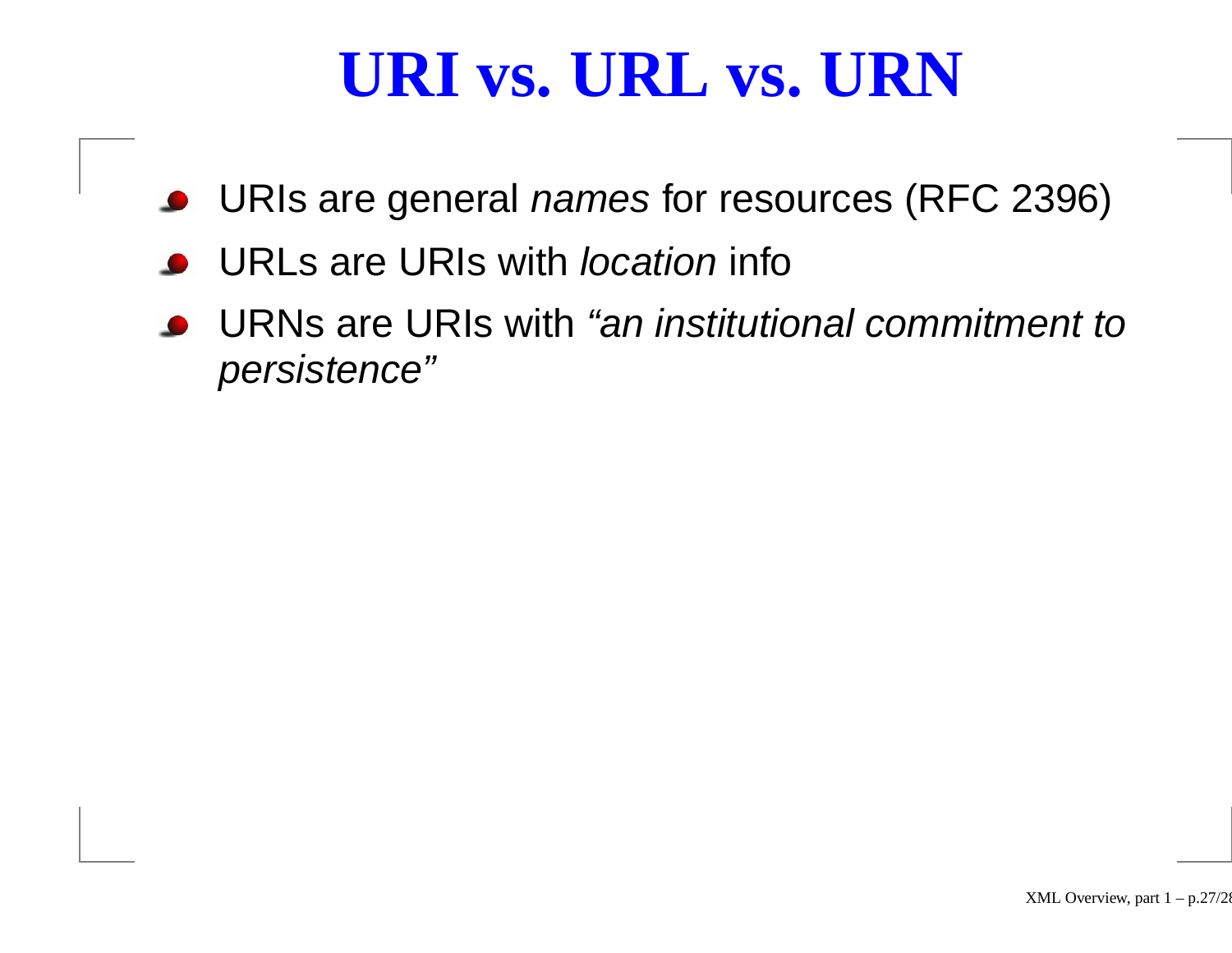# URI vs. URL vs. URN

- URIs are general *names* for resources (RFC 2396)
- URLs are URIs with *location* info
- URNs are URIs with *"an institutional commitment to persistence"*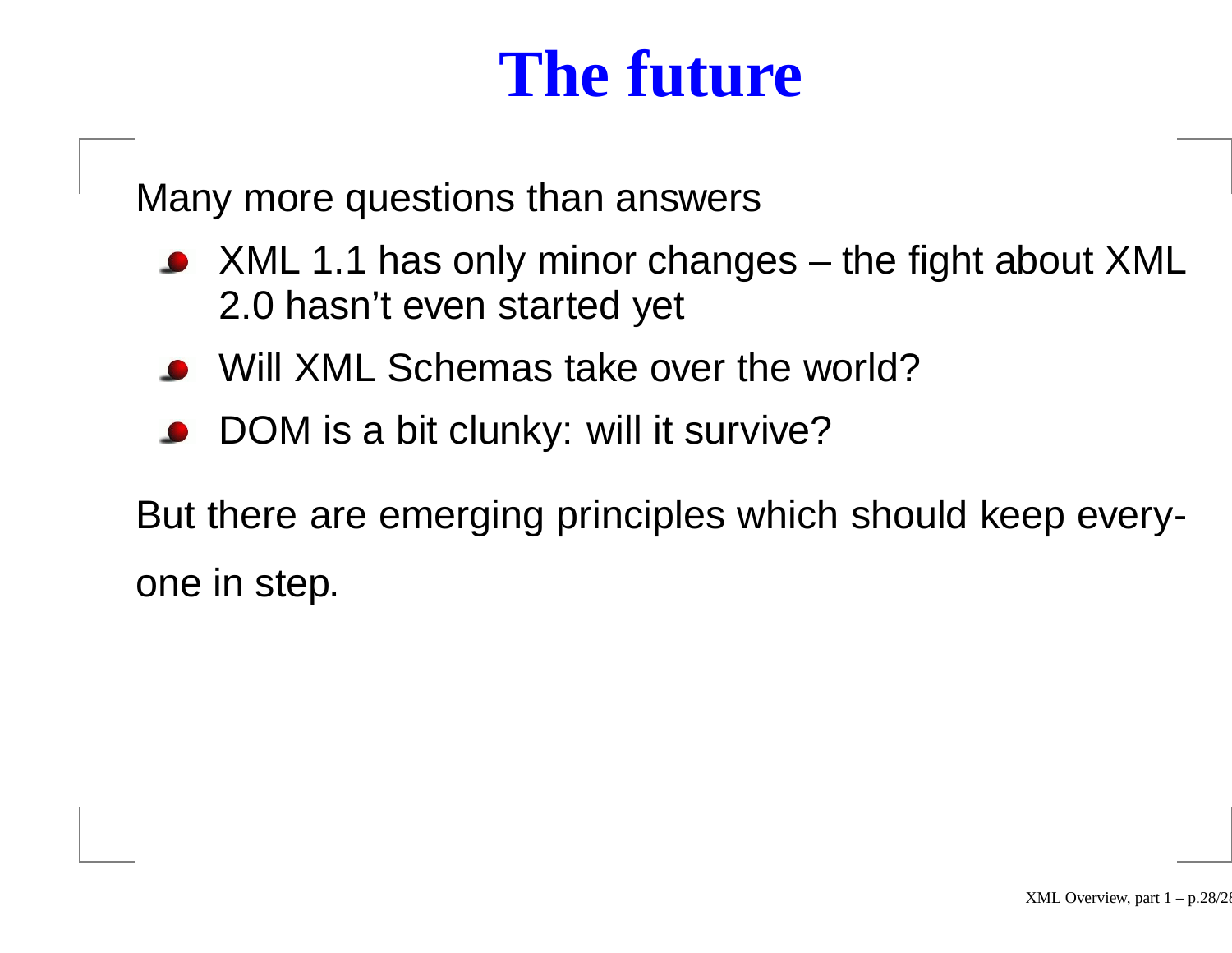# The future

Many more questions than answers

- XML 1.1 has only minor changes – the fight about XML 2.0 hasn't even started yet
- Will XML Schemas take over the world?
- DOM is a bit clunky: will it survive?

But there are emerging principles which should keep everyone in step.